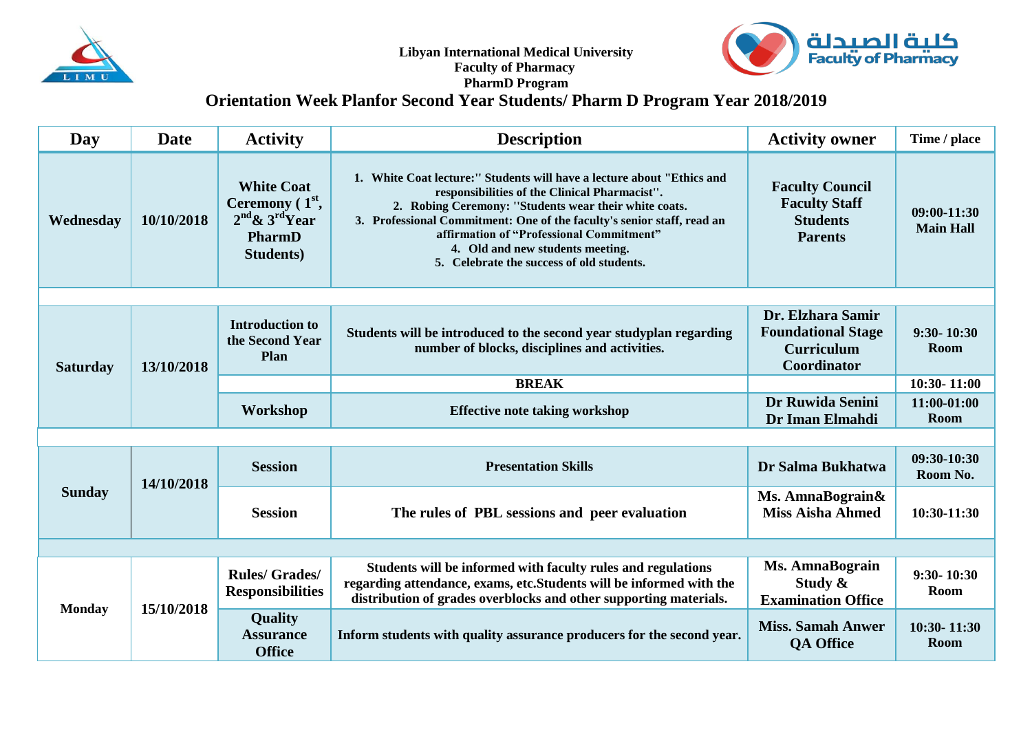Libyan International Medical University
Faculty of Pharmacy
PharmD Program

كلية الصيدلة
Faculty of Pharmacy

# Orientation Week Planfor Second Year Students/ Pharm D Program Year 2018/2019

| Day | Date | Activity | Description | Activity owner | Time / place |
|---|---|---|---|---|---|
| Wednesday | 10/10/2018 | White Coat Ceremony ( 1st, 2nd & 3rd Year PharmD Students) | 1. White Coat lecture:'' Students will have a lecture about "Ethics and responsibilities of the Clinical Pharmacist''. 2. Robing Ceremony: ''Students wear their white coats. 3. Professional Commitment: One of the faculty's senior staff, read an affirmation of "Professional Commitment" 4. Old and new students meeting. 5. Celebrate the success of old students. | Faculty Council Faculty Staff Students Parents | 09:00-11:30 Main Hall |
| | | | | | |
| Saturday | 13/10/2018 | Introduction to the Second Year Plan | Students will be introduced to the second year studyplan regarding number of blocks, disciplines and activities. | Dr. Elzhara Samir Foundational Stage Curriculum Coordinator | 9:30- 10:30 Room |
| | | | BREAK | | 10:30- 11:00 |
| | | Workshop | Effective note taking workshop | Dr Ruwida Senini Dr Iman Elmahdi | 11:00-01:00 Room |
| | | | | | |
| Sunday | 14/10/2018 | Session | Presentation Skills | Dr Salma Bukhatwa | 09:30-10:30 Room No. |
| | | Session | The rules of PBL sessions and peer evaluation | Ms. AmnaBograin& Miss Aisha Ahmed | 10:30-11:30 |
| | | | | | |
| Monday | 15/10/2018 | Rules/ Grades/ Responsibilities | Students will be informed with faculty rules and regulations regarding attendance, exams, etc.Students will be informed with the distribution of grades overblocks and other supporting materials. | Ms. AmnaBograin Study & Examination Office | 9:30- 10:30 Room |
| | | Quality Assurance Office | Inform students with quality assurance producers for the second year. | Miss. Samah Anwer QA Office | 10:30- 11:30 Room |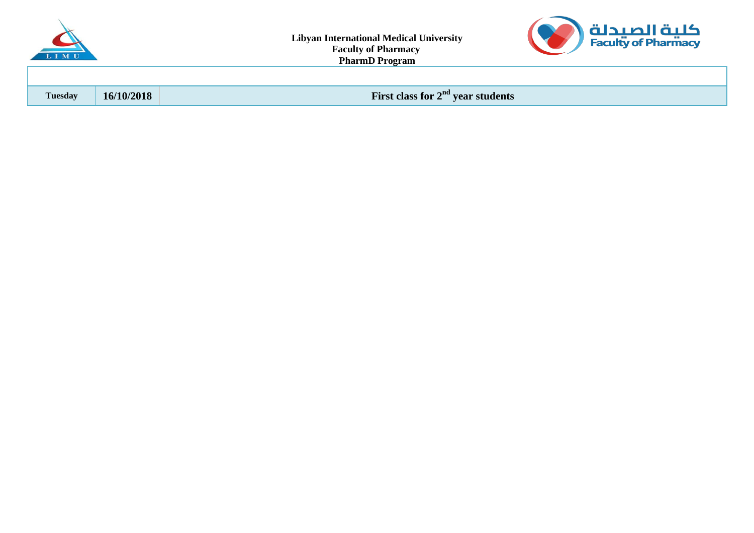**Libyan International Medical University**
**Faculty of Pharmacy**
**PharmD Program**

كلية الصيدلة
Faculty of Pharmacy

| | | |
|---|---|---|
| **Tuesday** | **16/10/2018** | **First class for 2nd year students** |